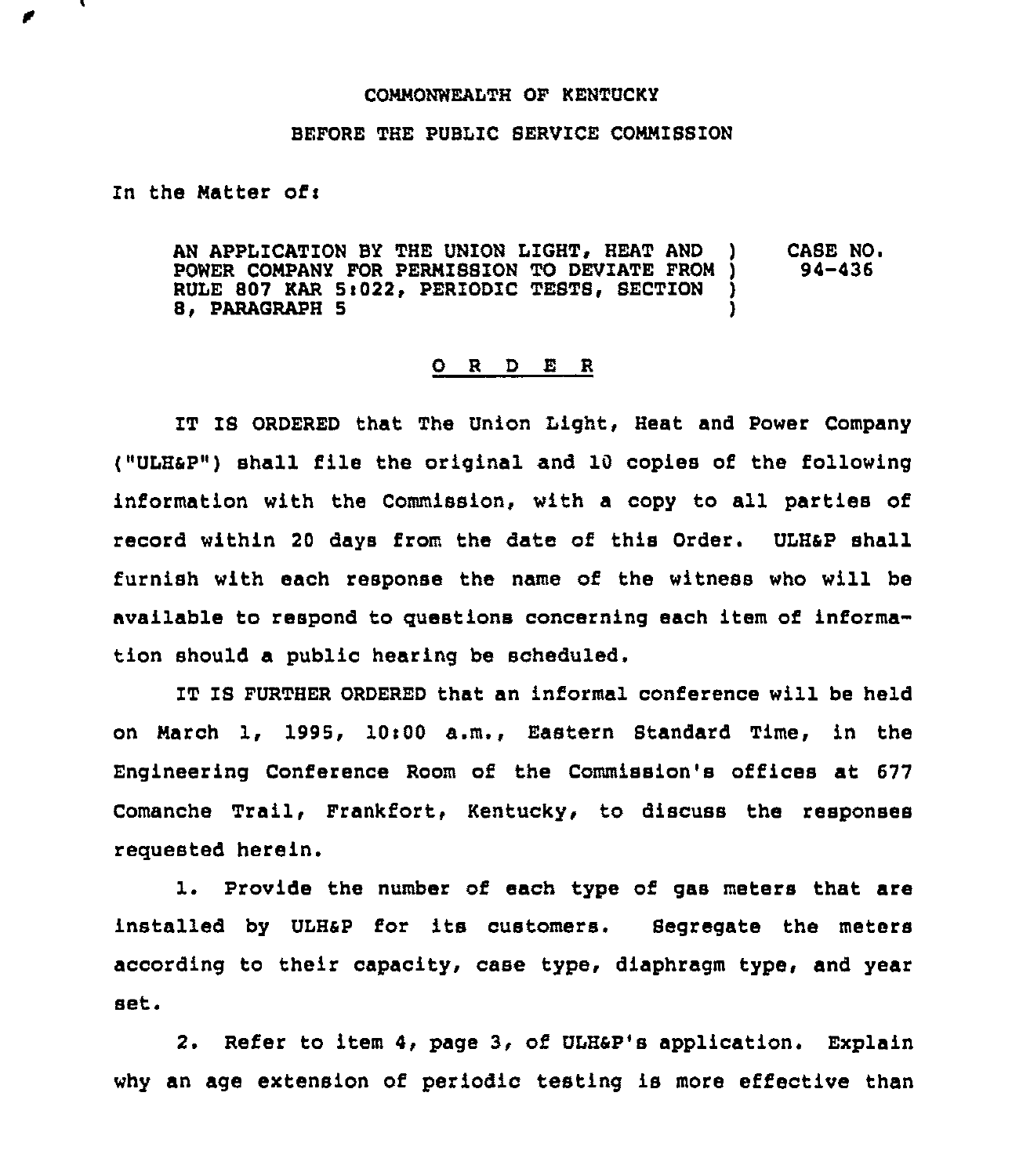COMMONWEALTH OF KENTUCKY

BEFORE THE PUBLIC SERVICE COMMISSION

In the Matter of:

| | | |
|---|---|---|
| AN APPLICATION BY THE UNION LIGHT, HEAT AND POWER COMPANY FOR PERMISSION TO DEVIATE FROM RULE 807 KAR 5:022, PERIODIC TESTS, SECTION 8, PARAGRAPH 5 | ) ) ) ) | CASE NO. 94-436 |

## O R D E R

IT IS ORDERED that The Union Light, Heat and Power Company ("ULH&P") shall file the original and 10 copies of the following information with the Commission, with a copy to all parties of record within 20 days from the date of this Order. ULH&P shall furnish with each response the name of the witness who will be available to respond to questions concerning each item of information should a public hearing be scheduled.

IT IS FURTHER ORDERED that an informal conference will be held on March 1, 1995, 10:00 a.m., Eastern Standard Time, in the Engineering Conference Room of the Commission's offices at 677 Comanche Trail, Frankfort, Kentucky, to discuss the responses requested herein.

1. Provide the number of each type of gas meters that are installed by ULH&P for its customers. Segregate the meters according to their capacity, case type, diaphragm type, and year set.

2. Refer to item 4, page 3, of ULH&P's application. Explain why an age extension of periodic testing is more effective than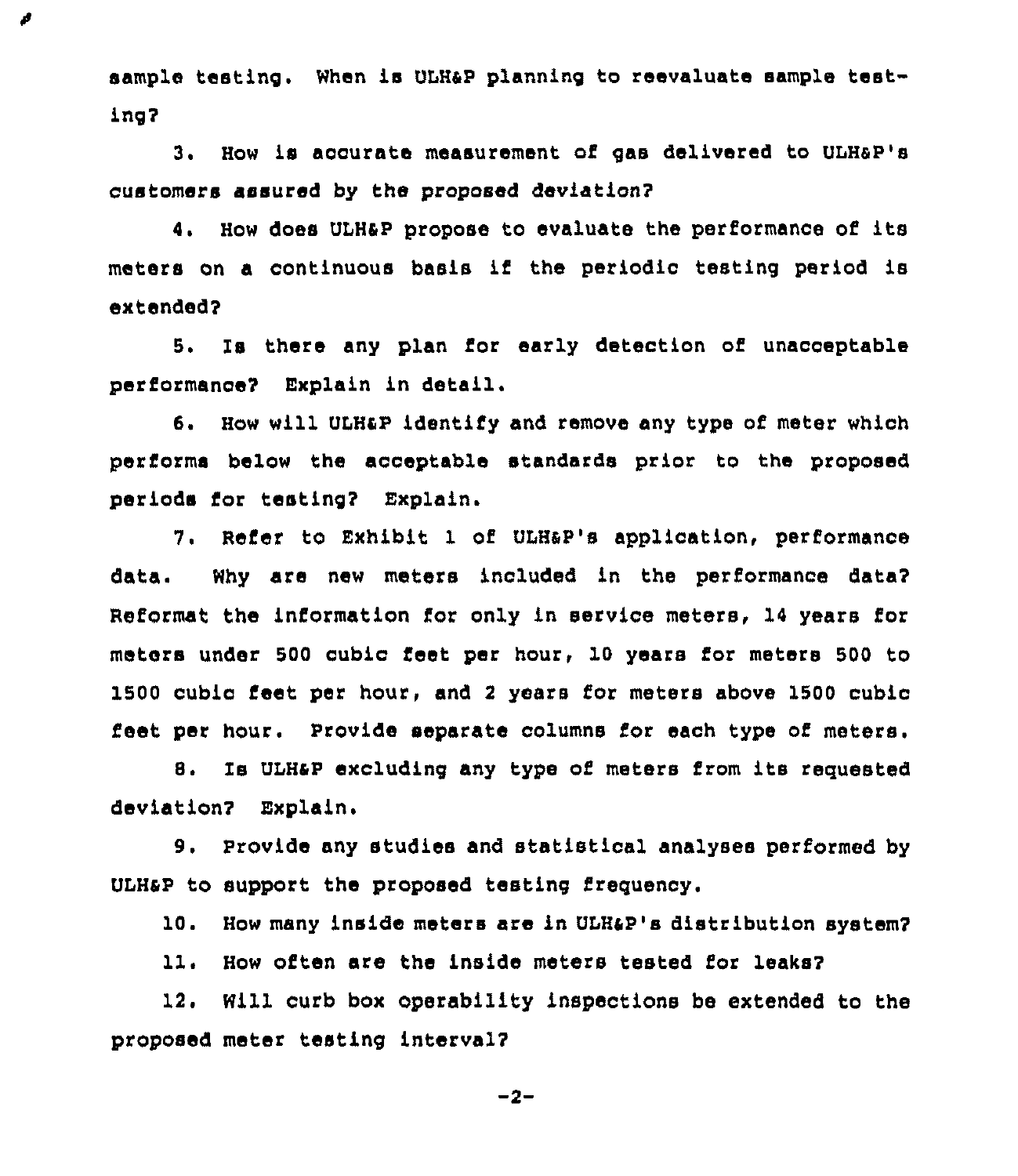sample testing. When is ULH&P planning to reevaluate sample testing?

3. How is accurate measurement of gas delivered to ULH&P's customers assured by the proposed deviation?

4. How does ULH&P propose to evaluate the performance of its meters on a continuous basis if the periodic testing period is extended?

5. Is there any plan for early detection of unacceptable performance? Explain in detail.

6. How will ULH&P identify and remove any type of meter which performs below the acceptable standards prior to the proposed periods for testing? Explain.

7. Refer to Exhibit 1 of ULH&P's application, performance data. Why are new meters included in the performance data? Reformat the information for only in service meters, 14 years for meters under 500 cubic feet per hour, 10 years for meters 500 to 1500 cubic feet per hour, and 2 years for meters above 1500 cubic feet per hour. Provide separate columns for each type of meters.

8. Is ULH&P excluding any type of meters from its requested deviation? Explain.

9. Provide any studies and statistical analyses performed by ULH&P to support the proposed testing frequency.

10. How many inside meters are in ULH&P's distribution system?

11. How often are the inside meters tested for leaks?

12. Will curb box operability inspections be extended to the proposed meter testing interval?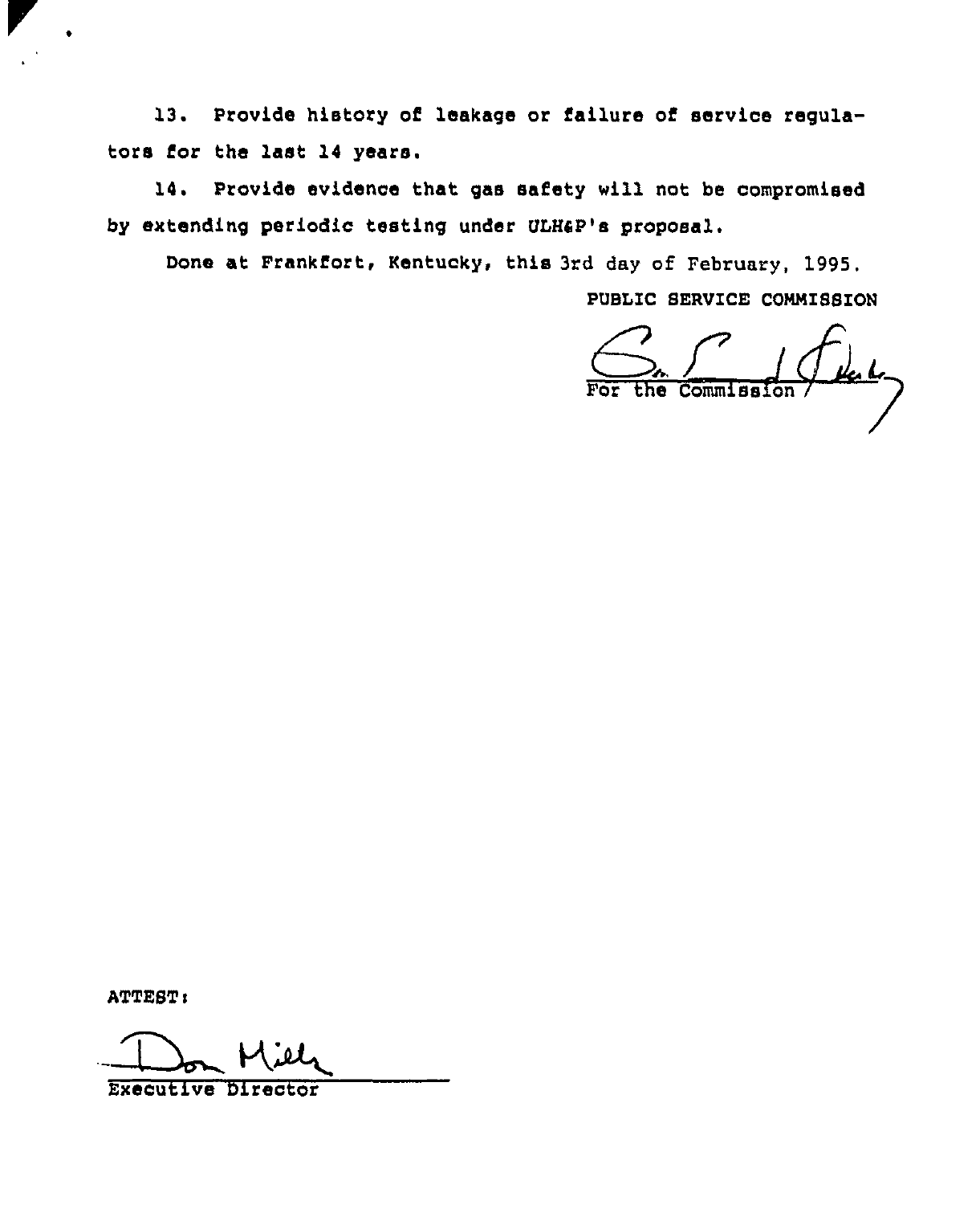13. Provide history of leakage or failure of service regulators for the last 14 years.

14. Provide evidence that gas safety will not be compromised by extending periodic testing under ULH&P's proposal.

Done at Frankfort, Kentucky, this 3rd day of February, 1995.

PUBLIC SERVICE COMMISSION

For the Commission

ATTEST:

Executive Director